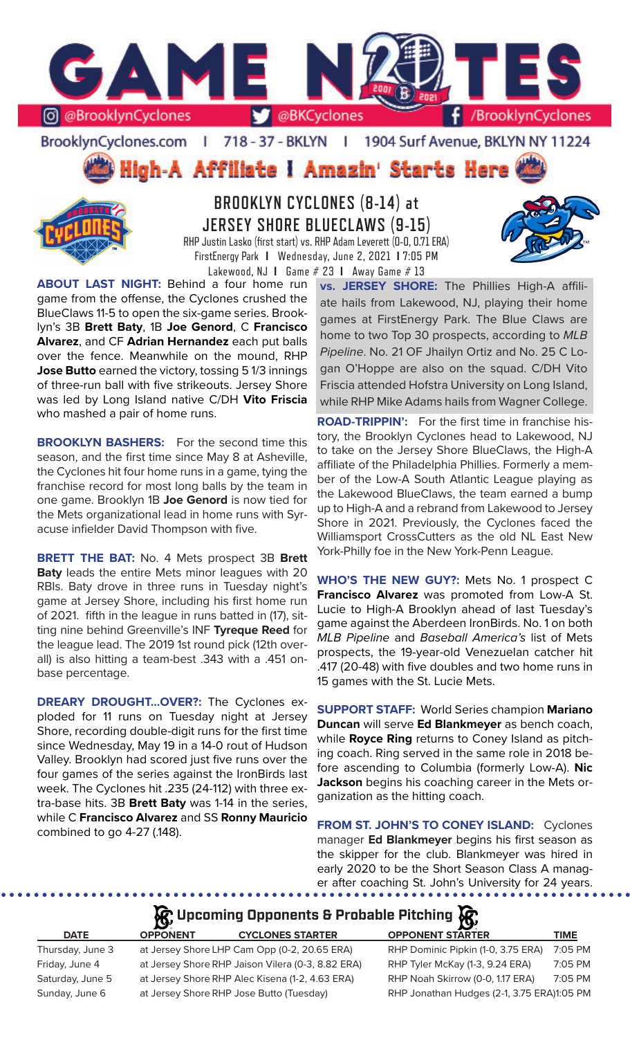# GAME NOTES

@BrooklynCyclones | @BKCyclones | /BrooklynCyclones

BrooklynCyclones.com | 718 - 37 - BKLYN | 1904 Surf Avenue, BKLYN NY 11224

**High-A Affiliate I Amazin' Starts Here**

## BROOKLYN CYCLONES (8-14) at JERSEY SHORE BLUECLAWS (9-15)

RHP Justin Lasko (first start) vs. RHP Adam Leverett (0-0, 0.71 ERA)
FirstEnergy Park | Wednesday, June 2, 2021 | 7:05 PM
Lakewood, NJ | Game # 23 | Away Game # 13

**ABOUT LAST NIGHT:** Behind a four home run game from the offense, the Cyclones crushed the BlueClaws 11-5 to open the six-game series. Brooklyn's 3B **Brett Baty**, 1B **Joe Genord**, C **Francisco Alvarez**, and CF **Adrian Hernandez** each put balls over the fence. Meanwhile on the mound, RHP **Jose Butto** earned the victory, tossing 5 1/3 innings of three-run ball with five strikeouts. Jersey Shore was led by Long Island native C/DH **Vito Friscia** who mashed a pair of home runs.

**BROOKLYN BASHERS:** For the second time this season, and the first time since May 8 at Asheville, the Cyclones hit four home runs in a game, tying the franchise record for most long balls by the team in one game. Brooklyn 1B **Joe Genord** is now tied for the Mets organizational lead in home runs with Syracuse infielder David Thompson with five.

**BRETT THE BAT:** No. 4 Mets prospect 3B **Brett Baty** leads the entire Mets minor leagues with 20 RBIs. Baty drove in three runs in Tuesday night's game at Jersey Shore, including his first home run of 2021. fifth in the league in runs batted in (17), sitting nine behind Greenville's INF **Tyreque Reed** for the league lead. The 2019 1st round pick (12th overall) is also hitting a team-best .343 with a .451 on-base percentage.

**DREARY DROUGHT...OVER?:** The Cyclones exploded for 11 runs on Tuesday night at Jersey Shore, recording double-digit runs for the first time since Wednesday, May 19 in a 14-0 rout of Hudson Valley. Brooklyn had scored just five runs over the four games of the series against the IronBirds last week. The Cyclones hit .235 (24-112) with three extra-base hits. 3B **Brett Baty** was 1-14 in the series, while C **Francisco Alvarez** and SS **Ronny Mauricio** combined to go 4-27 (.148).

**vs. JERSEY SHORE:** The Phillies High-A affiliate hails from Lakewood, NJ, playing their home games at FirstEnergy Park. The Blue Claws are home to two Top 30 prospects, according to *MLB Pipeline*. No. 21 OF Jhailyn Ortiz and No. 25 C Logan O'Hoppe are also on the squad. C/DH Vito Friscia attended Hofstra University on Long Island, while RHP Mike Adams hails from Wagner College.

**ROAD-TRIPPIN':** For the first time in franchise history, the Brooklyn Cyclones head to Lakewood, NJ to take on the Jersey Shore BlueClaws, the High-A affiliate of the Philadelphia Phillies. Formerly a member of the Low-A South Atlantic League playing as the Lakewood BlueClaws, the team earned a bump up to High-A and a rebrand from Lakewood to Jersey Shore in 2021. Previously, the Cyclones faced the Williamsport CrossCutters as the old NL East New York-Philly foe in the New York-Penn League.

**WHO'S THE NEW GUY?:** Mets No. 1 prospect C **Francisco Alvarez** was promoted from Low-A St. Lucie to High-A Brooklyn ahead of last Tuesday's game against the Aberdeen IronBirds. No. 1 on both *MLB Pipeline* and *Baseball America's* list of Mets prospects, the 19-year-old Venezuelan catcher hit .417 (20-48) with five doubles and two home runs in 15 games with the St. Lucie Mets.

**SUPPORT STAFF:** World Series champion **Mariano Duncan** will serve **Ed Blankmeyer** as bench coach, while **Royce Ring** returns to Coney Island as pitching coach. Ring served in the same role in 2018 before ascending to Columbia (formerly Low-A). **Nic Jackson** begins his coaching career in the Mets organization as the hitting coach.

**FROM ST. JOHN'S TO CONEY ISLAND:** Cyclones manager **Ed Blankmeyer** begins his first season as the skipper for the club. Blankmeyer was hired in early 2020 to be the Short Season Class A manager after coaching St. John's University for 24 years.

### Upcoming Opponents & Probable Pitching

| DATE | OPPONENT | CYCLONES STARTER | OPPONENT STARTER | TIME |
|---|---|---|---|---|
| Thursday, June 3 | at Jersey Shore | LHP Cam Opp (0-2, 20.65 ERA) | RHP Dominic Pipkin (1-0, 3.75 ERA) | 7:05 PM |
| Friday, June 4 | at Jersey Shore | RHP Jaison Vilera (0-3, 8.82 ERA) | RHP Tyler McKay (1-3, 9.24 ERA) | 7:05 PM |
| Saturday, June 5 | at Jersey Shore | RHP Alec Kisena (1-2, 4.63 ERA) | RHP Noah Skirrow (0-0, 1.17 ERA) | 7:05 PM |
| Sunday, June 6 | at Jersey Shore | RHP Jose Butto (Tuesday) | RHP Jonathan Hudges (2-1, 3.75 ERA) | 1:05 PM |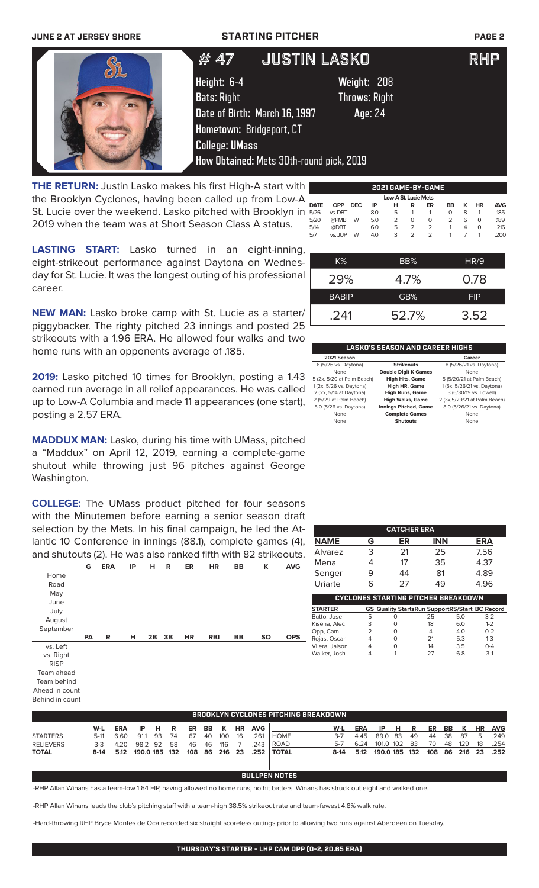JUNE 2 AT JERSEY SHORE — STARTING PITCHER

# # 47 JUSTIN LASKO RHP

Height: 6-4 Weight: 208
Bats: Right Throws: Right
Date of Birth: March 16, 1997 Age: 24
Hometown: Bridgeport, CT
College: UMass
How Obtained: Mets 30th-round pick, 2019

**THE RETURN:** Justin Lasko makes his first High-A start with the Brooklyn Cyclones, having been called up from Low-A St. Lucie over the weekend. Lasko pitched with Brooklyn in 2019 when the team was at Short Season Class A status.

**LASTING START:** Lasko turned in an eight-inning, eight-strikeout performance against Daytona on Wednesday for St. Lucie. It was the longest outing of his professional career.

**NEW MAN:** Lasko broke camp with St. Lucie as a starter/ piggybacker. The righty pitched 23 innings and posted 25 strikeouts with a 1.96 ERA. He allowed four walks and two home runs with an opponents average of .185.

**2019:** Lasko pitched 10 times for Brooklyn, posting a 1.43 earned run average in all relief appearances. He was called up to Low-A Columbia and made 11 appearances (one start), posting a 2.57 ERA.

**MADDUX MAN:** Lasko, during his time with UMass, pitched a "Maddux" on April 12, 2019, earning a complete-game shutout while throwing just 96 pitches against George Washington.

**COLLEGE:** The UMass product pitched for four seasons with the Minutemen before earning a senior season draft selection by the Mets. In his final campaign, he led the Atlantic 10 Conference in innings (88.1), complete games (4), and shutouts (2). He was also ranked fifth with 82 strikeouts.

**2021 GAME-BY-GAME**

Low-A St. Lucie Mets

| DATE | OPP | DEC | IP | H | R | ER | BB | K | HR | AVG |
|---|---|---|---|---|---|---|---|---|---|---|
| 5/26 | vs. DBT | | 8.0 | 5 | 1 | 1 | 0 | 8 | 1 | .185 |
| 5/20 | @PMB | W | 5.0 | 2 | 0 | 0 | 2 | 6 | 0 | .189 |
| 5/14 | @DBT | | 6.0 | 5 | 2 | 2 | 1 | 4 | 0 | .216 |
| 5/7 | vs. JUP | W | 4.0 | 3 | 2 | 2 | 1 | 7 | 1 | .200 |

| K% | BB% | HR/9 |
|---|---|---|
| 29% | 4.7% | 0.78 |
| **BABIP** | **GB%** | **FIP** |
| .241 | 52.7% | 3.52 |

**LASKO'S SEASON AND CAREER HIGHS**

| 2021 Season | | Career |
|---|---|---|
| 8 (5/26 vs. Daytona) | Strikeouts | 8 (5/26/21 vs. Daytona) |
| None | Double Digit K Games | None |
| 5 (2x, 5/20 at Palm Beach) | High Hits, Game | 5 (5/20/21 at Palm Beach) |
| 1 (2x, 5/26 vs. Daytona) | High HR, Game | 1 (5x, 5/26/21 vs. Daytona) |
| 2 (2x, 5/14 at Daytona) | High Runs, Game | 3 (6/30/19 vs. Lowell) |
| 2 (5/29 at Palm Beach) | High Walks, Game | 2 (3x,5/29/21 at Palm Beach) |
| 8.0 (5/26 vs. Daytona) | Innings Pitched, Game | 8.0 (5/26/21 vs. Daytona) |
| None | Complete Games | None |
| None | Shutouts | None |

| | G | ERA | IP | H | R | ER | HR | BB | K | AVG |
|---|---|---|---|---|---|---|---|---|---|---|
| Home | | | | | | | | | | |
| Road | | | | | | | | | | |
| May | | | | | | | | | | |
| June | | | | | | | | | | |
| July | | | | | | | | | | |
| August | | | | | | | | | | |
| September | | | | | | | | | | |

| | PA | R | H | 2B | 3B | HR | RBI | BB | SO | OPS |
|---|---|---|---|---|---|---|---|---|---|---|
| vs. Left | | | | | | | | | | |
| vs. Right | | | | | | | | | | |
| RISP | | | | | | | | | | |
| Team ahead | | | | | | | | | | |
| Team behind | | | | | | | | | | |
| Ahead in count | | | | | | | | | | |
| Behind in count | | | | | | | | | | |

**CATCHER ERA**

| NAME | G | ER | INN | ERA |
|---|---|---|---|---|
| Alvarez | 3 | 21 | 25 | 7.56 |
| Mena | 4 | 17 | 35 | 4.37 |
| Senger | 9 | 44 | 81 | 4.89 |
| Uriarte | 6 | 27 | 49 | 4.96 |

**CYCLONES STARTING PITCHER BREAKDOWN**

| STARTER | GS | Quality Starts | Run Support | RS/Start | BC Record |
|---|---|---|---|---|---|
| Butto, Jose | 5 | 0 | 25 | 5.0 | 3-2 |
| Kisena, Alec | 3 | 0 | 18 | 6.0 | 1-2 |
| Opp, Cam | 2 | 0 | 4 | 4.0 | 0-2 |
| Rojas, Oscar | 4 | 0 | 21 | 5.3 | 1-3 |
| Vilera, Jaison | 4 | 0 | 14 | 3.5 | 0-4 |
| Walker, Josh | 4 | 1 | 27 | 6.8 | 3-1 |

**BROOKLYN CYCLONES PITCHING BREAKDOWN**

| | W-L | ERA | IP | H | R | ER | BB | K | HR | AVG |
|---|---|---|---|---|---|---|---|---|---|---|
| STARTERS | 5-11 | 6.60 | 91.1 | 93 | 74 | 67 | 40 | 100 | 16 | .261 |
| RELIEVERS | 3-3 | 4.20 | 98.2 | 92 | 58 | 46 | 46 | 116 | 7 | .243 |
| TOTAL | 8-14 | 5.12 | 190.0 | 185 | 132 | 108 | 86 | 216 | 23 | .252 |

| | W-L | ERA | IP | H | R | ER | BB | K | HR | AVG |
|---|---|---|---|---|---|---|---|---|---|---|
| HOME | 3-7 | 4.45 | 89.0 | 83 | 49 | 44 | 38 | 87 | 5 | .249 |
| ROAD | 5-7 | 6.24 | 101.0 | 102 | 83 | 70 | 48 | 129 | 18 | .254 |
| TOTAL | 8-14 | 5.12 | 190.0 | 185 | 132 | 108 | 86 | 216 | 23 | .252 |

**BULLPEN NOTES**

-RHP Allan Winans has a team-low 1.64 FIP, having allowed no home runs, no hit batters. Winans has struck out eight and walked one.

-RHP Allan Winans leads the club's pitching staff with a team-high 38.5% strikeout rate and team-fewest 4.8% walk rate.

-Hard-throwing RHP Bryce Montes de Oca recorded six straight scoreless outings prior to allowing two runs against Aberdeen on Tuesday.

**THURSDAY'S STARTER - LHP CAM OPP (0-2, 20.65 ERA)**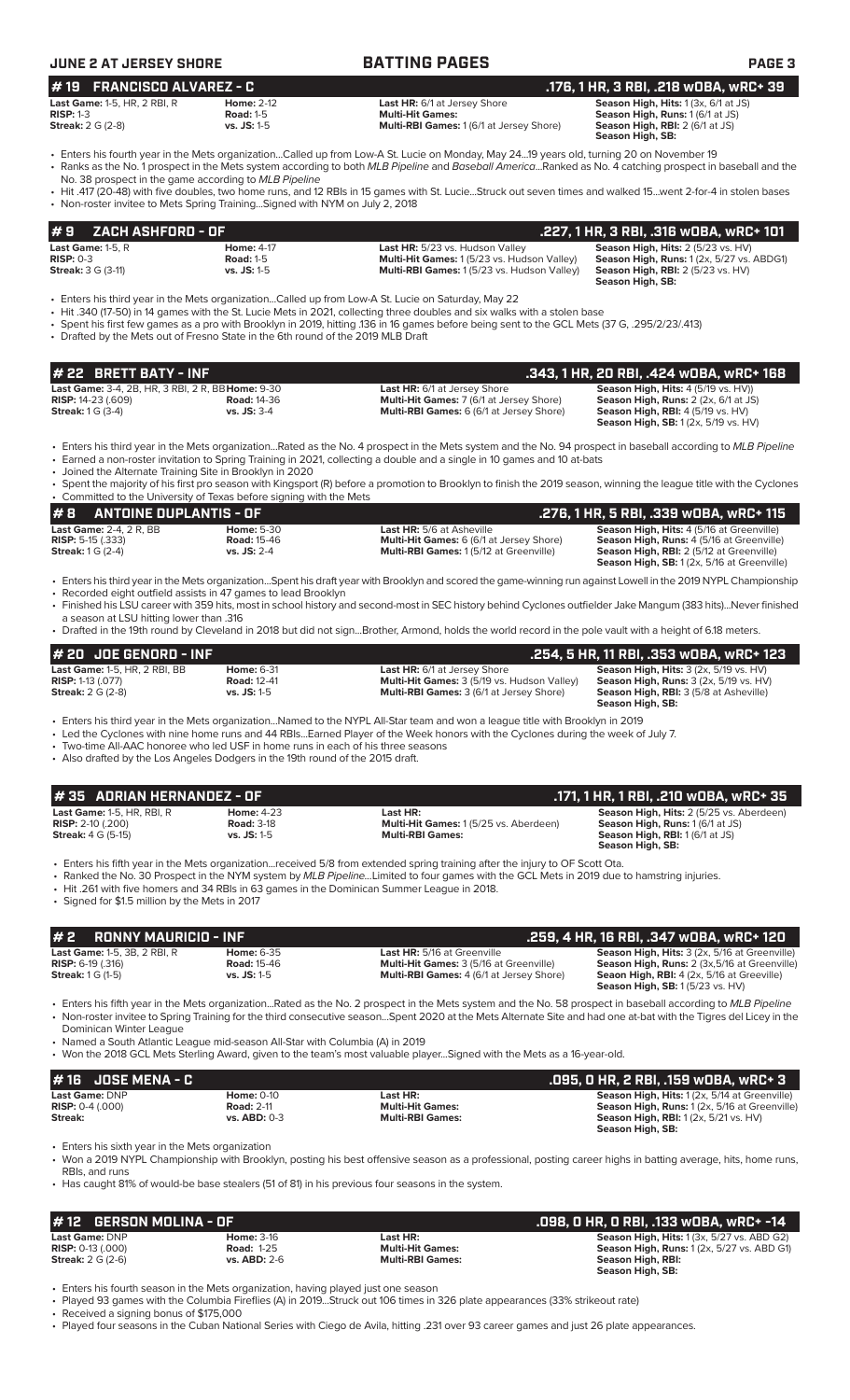## JUNE 2 AT JERSEY SHORE — BATTING PAGES

### # 19 FRANCISCO ALVAREZ - C — .176, 1 HR, 3 RBI, .218 wOBA, wRC+ 39

**Last Game:** 1-5, HR, 2 RBI, R | **Home:** 2-12 | **Last HR:** 6/1 at Jersey Shore | **Season High, Hits:** 1 (3x, 6/1 at JS)
**RISP:** 1-3 | **Road:** 1-5 | **Multi-Hit Games:** | **Season High, Runs:** 1 (6/1 at JS)
**Streak:** 2 G (2-8) | **vs. JS:** 1-5 | **Multi-RBI Games:** 1 (6/1 at Jersey Shore) | **Season High, RBI:** 2 (6/1 at JS)
**Season High, SB:**

- Enters his fourth year in the Mets organization...Called up from Low-A St. Lucie on Monday, May 24...19 years old, turning 20 on November 19
- Ranks as the No. 1 prospect in the Mets system according to both *MLB Pipeline* and *Baseball America*...Ranked as No. 4 catching prospect in baseball and the No. 38 prospect in the game according to *MLB Pipeline*
- Hit .417 (20-48) with five doubles, two home runs, and 12 RBIs in 15 games with St. Lucie...Struck out seven times and walked 15...went 2-for-4 in stolen bases
- Non-roster invitee to Mets Spring Training...Signed with NYM on July 2, 2018

### # 9 ZACH ASHFORD - OF — .227, 1 HR, 3 RBI, .316 wOBA, wRC+ 101

**Last Game:** 1-5, R | **Home:** 4-17 | **Last HR:** 5/23 vs. Hudson Valley | **Season High, Hits:** 2 (5/23 vs. HV)
**RISP:** 0-3 | **Road:** 1-5 | **Multi-Hit Games:** 1 (5/23 vs. Hudson Valley) | **Season High, Runs:** 1 (2x, 5/27 vs. ABDG1)
**Streak:** 3 G (3-11) | **vs. JS:** 1-5 | **Multi-RBI Games:** 1 (5/23 vs. Hudson Valley) | **Season High, RBI:** 2 (5/23 vs. HV)
**Season High, SB:**

- Enters his third year in the Mets organization...Called up from Low-A St. Lucie on Saturday, May 22
- Hit .340 (17-50) in 14 games with the St. Lucie Mets in 2021, collecting three doubles and six walks with a stolen base
- Spent his first few games as a pro with Brooklyn in 2019, hitting .136 in 16 games before being sent to the GCL Mets (37 G, .295/2/23/.413)
- Drafted by the Mets out of Fresno State in the 6th round of the 2019 MLB Draft

### # 22 BRETT BATY - INF — .343, 1 HR, 20 RBI, .424 wOBA, wRC+ 168

**Last Game:** 3-4, 2B, HR, 3 RBI, 2 R, BB | **Home:** 9-30 | **Last HR:** 6/1 at Jersey Shore | **Season High, Hits:** 4 (5/19 vs. HV))
**RISP:** 14-23 (.609) | **Road:** 14-36 | **Multi-Hit Games:** 7 (6/1 at Jersey Shore) | **Season High, Runs:** 2 (2x, 6/1 at JS)
**Streak:** 1 G (3-4) | **vs. JS:** 3-4 | **Multi-RBI Games:** 6 (6/1 at Jersey Shore) | **Season High, RBI:** 4 (5/19 vs. HV)
**Season High, SB:** 1 (2x, 5/19 vs. HV)

- Enters his third year in the Mets organization...Rated as the No. 4 prospect in the Mets system and the No. 94 prospect in baseball according to *MLB Pipeline*
- Earned a non-roster invitation to Spring Training in 2021, collecting a double and a single in 10 games and 10 at-bats
- Joined the Alternate Training Site in Brooklyn in 2020
- Spent the majority of his first pro season with Kingsport (R) before a promotion to Brooklyn to finish the 2019 season, winning the league title with the Cyclones
- Committed to the University of Texas before signing with the Mets

### # 8 ANTOINE DUPLANTIS - OF — .276, 1 HR, 5 RBI, .339 wOBA, wRC+ 115

**Last Game:** 2-4, 2 R, BB | **Home:** 5-30 | **Last HR:** 5/6 at Asheville | **Season High, Hits:** 4 (5/16 at Greenville)
**RISP:** 5-15 (.333) | **Road:** 15-46 | **Multi-Hit Games:** 6 (6/1 at Jersey Shore) | **Season High, Runs:** 4 (5/16 at Greenville)
**Streak:** 1 G (2-4) | **vs. JS:** 2-4 | **Multi-RBI Games:** 1 (5/12 at Greenville) | **Season High, RBI:** 2 (5/12 at Greenville)
**Season High, SB:** 1 (2x, 5/16 at Greenville)

- Enters his third year in the Mets organization...Spent his draft year with Brooklyn and scored the game-winning run against Lowell in the 2019 NYPL Championship
- Recorded eight outfield assists in 47 games to lead Brooklyn
- Finished his LSU career with 359 hits, most in school history and second-most in SEC history behind Cyclones outfielder Jake Mangum (383 hits)...Never finished a season at LSU hitting lower than .316
- Drafted in the 19th round by Cleveland in 2018 but did not sign...Brother, Armond, holds the world record in the pole vault with a height of 6.18 meters.

### # 20 JOE GENORD - INF — .254, 5 HR, 11 RBI, .353 wOBA, wRC+ 123

**Last Game:** 1-5, HR, 2 RBI, BB | **Home:** 6-31 | **Last HR:** 6/1 at Jersey Shore | **Season High, Hits:** 3 (2x, 5/19 vs. HV)
**RISP:** 1-13 (.077) | **Road:** 12-41 | **Multi-Hit Games:** 3 (5/19 vs. Hudson Valley) | **Season High, Runs:** 3 (2x, 5/19 vs. HV)
**Streak:** 2 G (2-8) | **vs. JS:** 1-5 | **Multi-RBI Games:** 3 (6/1 at Jersey Shore) | **Season High, RBI:** 3 (5/8 at Asheville)
**Season High, SB:**

- Enters his third year in the Mets organization...Named to the NYPL All-Star team and won a league title with Brooklyn in 2019
- Led the Cyclones with nine home runs and 44 RBIs...Earned Player of the Week honors with the Cyclones during the week of July 7.
- Two-time All-AAC honoree who led USF in home runs in each of his three seasons
- Also drafted by the Los Angeles Dodgers in the 19th round of the 2015 draft.

### # 35 ADRIAN HERNANDEZ - OF — .171, 1 HR, 1 RBI, .210 wOBA, wRC+ 35

**Last Game:** 1-5, HR, RBI, R | **Home:** 4-23 | **Last HR:** | **Season High, Hits:** 2 (5/25 vs. Aberdeen)
**RISP:** 2-10 (.200) | **Road:** 3-18 | **Multi-Hit Games:** 1 (5/25 vs. Aberdeen) | **Season High, Runs:** 1 (6/1 at JS)
**Streak:** 4 G (5-15) | **vs. JS:** 1-5 | **Multi-RBI Games:** | **Season High, RBI:** 1 (6/1 at JS)
**Season High, SB:**

- Enters his fifth year in the Mets organization...received 5/8 from extended spring training after the injury to OF Scott Ota.
- Ranked the No. 30 Prospect in the NYM system by *MLB Pipeline*...Limited to four games with the GCL Mets in 2019 due to hamstring injuries.
- Hit .261 with five homers and 34 RBIs in 63 games in the Dominican Summer League in 2018.
- Signed for $1.5 million by the Mets in 2017

### # 2 RONNY MAURICIO - INF — .259, 4 HR, 16 RBI, .347 wOBA, wRC+ 120

**Last Game:** 1-5, 3B, 2 RBI, R | **Home:** 6-35 | **Last HR:** 5/16 at Greenville | **Season High, Hits:** 3 (2x, 5/16 at Greenville)
**RISP:** 6-19 (.316) | **Road:** 15-46 | **Multi-Hit Games:** 3 (5/16 at Greenville) | **Season High, Runs:** 2 (3x,5/16 at Greenville)
**Streak:** 1 G (1-5) | **vs. JS:** 1-5 | **Multi-RBI Games:** 4 (6/1 at Jersey Shore) | **Seaon High, RBI:** 4 (2x, 5/16 at Greeville)
**Season High, SB:** 1 (5/23 vs. HV)

- Enters his fifth year in the Mets organization...Rated as the No. 2 prospect in the Mets system and the No. 58 prospect in baseball according to *MLB Pipeline*
- Non-roster invitee to Spring Training for the third consecutive season...Spent 2020 at the Mets Alternate Site and had one at-bat with the Tigres del Licey in the Dominican Winter League
- Named a South Atlantic League mid-season All-Star with Columbia (A) in 2019
- Won the 2018 GCL Mets Sterling Award, given to the team's most valuable player...Signed with the Mets as a 16-year-old.

### # 16 JOSE MENA - C — .095, 0 HR, 2 RBI, .159 wOBA, wRC+ 3

**Last Game:** DNP | **Home:** 0-10 | **Last HR:** | **Season High, Hits:** 1 (2x, 5/14 at Greenville)
**RISP:** 0-4 (.000) | **Road:** 2-11 | **Multi-Hit Games:** | **Season High, Runs:** 1 (2x, 5/16 at Greenville)
**Streak:** | **vs. ABD:** 0-3 | **Multi-RBI Games:** | **Season High, RBI:** 1 (2x, 5/21 vs. HV)
**Season High, SB:**

- Enters his sixth year in the Mets organization
- Won a 2019 NYPL Championship with Brooklyn, posting his best offensive season as a professional, posting career highs in batting average, hits, home runs, RBIs, and runs
- Has caught 81% of would-be base stealers (51 of 81) in his previous four seasons in the system.

### # 12 GERSON MOLINA - OF — .098, 0 HR, 0 RBI, .133 wOBA, wRC+ -14

**Last Game:** DNP | **Home:** 3-16 | **Last HR:** | **Season High, Hits:** 1 (3x, 5/27 vs. ABD G2)
**RISP:** 0-13 (.000) | **Road:** 1-25 | **Multi-Hit Games:** | **Season High, Runs:** 1 (2x, 5/27 vs. ABD G1)
**Streak:** 2 G (2-6) | **vs. ABD:** 2-6 | **Multi-RBI Games:** | **Season High, RBI:**
**Season High, SB:**

- Enters his fourth season in the Mets organization, having played just one season
- Played 93 games with the Columbia Fireflies (A) in 2019...Struck out 106 times in 326 plate appearances (33% strikeout rate)
- Received a signing bonus of $175,000
- Played four seasons in the Cuban National Series with Ciego de Avila, hitting .231 over 93 career games and just 26 plate appearances.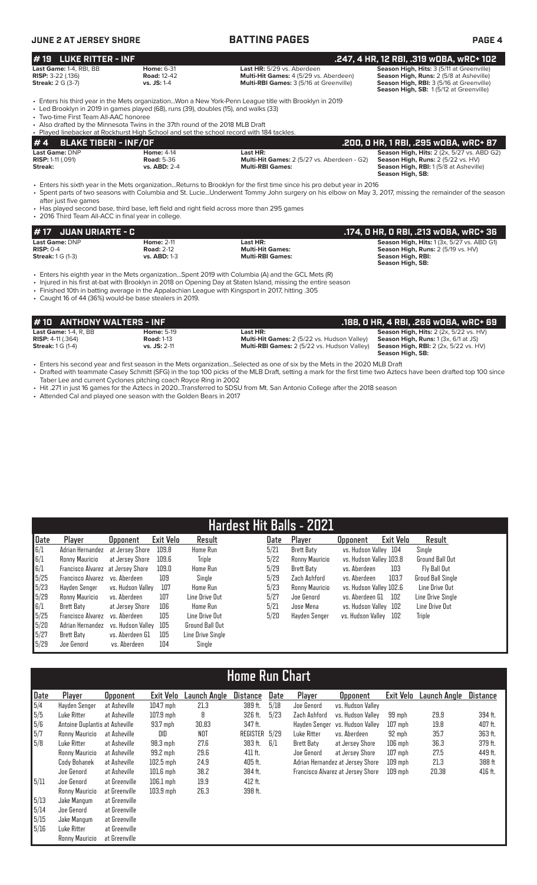## #19 LUKE RITTER - INF

**.247, 4 HR, 12 RBI, .319 wOBA, wRC+ 102**

**Last Game:** 1-4, RBI, BB
**RISP:** 3-22 (.136)
**Streak:** 2 G (3-7)

**Home:** 6-31
**Road:** 12-42
**vs. JS:** 1-4

**Last HR:** 5/29 vs. Aberdeen
**Multi-Hit Games:** 4 (5/29 vs. Aberdeen)
**Multi-RBI Games:** 3 (5/16 at Greenville)

**Season High, Hits:** 3 (5/11 at Greenville)
**Season High, Runs:** 2 (5/8 at Asheville)
**Season High, RBI:** 3 (5/16 at Greenville)
**Season High, SB:** 1 (5/12 at Greenville)

- Enters his third year in the Mets organization...Won a New York-Penn League title with Brooklyn in 2019
- Led Brooklyn in 2019 in games played (68), runs (39), doubles (15), and walks (33)
- Two-time First Team All-AAC honoree
- Also drafted by the Minnesota Twins in the 37th round of the 2018 MLB Draft
- Played linebacker at Rockhurst High School and set the school record with 184 tackles.

## #4 BLAKE TIBERI - INF/OF

**.200, 0 HR, 1 RBI, .295 wOBA, wRC+ 87**

**Last Game:** DNP
**RISP:** 1-11 (.091)
**Streak:**

**Home:** 4-14
**Road:** 5-36
**vs. ABD:** 2-4

**Last HR:**
**Multi-Hit Games:** 2 (5/27 vs. Aberdeen - G2)
**Multi-RBI Games:**

**Season High, Hits:** 2 (2x, 5/27 vs. ABD G2)
**Season High, Runs:** 2 (5/22 vs. HV)
**Season High, RBI:** 1 (5/8 at Asheville)
**Season High, SB:**

- Enters his sixth year in the Mets organization...Returns to Brooklyn for the first time since his pro debut year in 2016
- Spent parts of two seasons with Columbia and St. Lucie...Underwent Tommy John surgery on his elbow on May 3, 2017, missing the remainder of the season after just five games
- Has played second base, third base, left field and right field across more than 295 games
- 2016 Third Team All-ACC in final year in college.

## #17 JUAN URIARTE - C

**.174, 0 HR, 0 RBI, .213 wOBA, wRC+ 36**

**Last Game:** DNP
**RISP:** 0-4
**Streak:** 1 G (1-3)

**Home:** 2-11
**Road:** 2-12
**vs. ABD:** 1-3

**Last HR:**
**Multi-Hit Games:**
**Multi-RBI Games:**

**Season High, Hits:** 1 (3x, 5/27 vs. ABD G1)
**Season High, Runs:** 2 (5/19 vs. HV)
**Season High, RBI:**
**Season High, SB:**

- Enters his eighth year in the Mets organization...Spent 2019 with Columbia (A) and the GCL Mets (R)
- Injured in his first at-bat with Brooklyn in 2018 on Opening Day at Staten Island, missing the entire season
- Finished 10th in batting average in the Appalachian League with Kingsport in 2017, hitting .305
- Caught 16 of 44 (36%) would-be base stealers in 2019.

## #10 ANTHONY WALTERS - INF

**.188, 0 HR, 4 RBI, .266 wOBA, wRC+ 69**

**Last Game:** 1-4, R, BB
**RISP:** 4-11 (.364)
**Streak:** 1 G (1-4)

**Home:** 5-19
**Road:** 1-13
**vs. JS:** 2-11

**Last HR:**
**Multi-Hit Games:** 2 (5/22 vs. Hudson Valley)
**Multi-RBI Games:** 2 (5/22 vs. Hudson Valley)

**Season High, Hits:** 2 (2x, 5/22 vs. HV)
**Season High, Runs:** 1 (3x, 6/1 at JS)
**Season High, RBI:** 2 (2x, 5/22 vs. HV)
**Season High, SB:**

- Enters his second year and first season in the Mets organization...Selected as one of six by the Mets in the 2020 MLB Draft
- Drafted with teammate Casey Schmitt (SFG) in the top 100 picks of the MLB Draft, setting a mark for the first time two Aztecs have been drafted top 100 since Taber Lee and current Cyclones pitching coach Royce Ring in 2002
- Hit .271 in just 16 games for the Aztecs in 2020...Transferred to SDSU from Mt. San Antonio College after the 2018 season
- Attended Cal and played one season with the Golden Bears in 2017

## Hardest Hit Balls - 2021

| Date | Player | Opponent | Exit Velo | Result |
|---|---|---|---|---|
| 6/1 | Adrian Hernandez | at Jersey Shore | 109.8 | Home Run |
| 6/1 | Ronny Mauricio | at Jersey Shore | 109.6 | Triple |
| 6/1 | Francisco Alvarez | at Jersey Shore | 109.0 | Home Run |
| 5/25 | Francisco Alvarez | vs. Aberdeen | 109 | Single |
| 5/23 | Hayden Senger | vs. Hudson Valley | 107 | Home Run |
| 5/29 | Ronny Mauricio | vs. Aberdeen | 107 | Line Drive Out |
| 6/1 | Brett Baty | at Jersey Shore | 106 | Home Run |
| 5/25 | Francisco Alvarez | vs. Aberdeen | 105 | Line Drive Out |
| 5/20 | Adrian Hernandez | vs. Hudson Valley | 105 | Ground Ball Out |
| 5/27 | Brett Baty | vs. Aberdeen G1 | 105 | Line Drive Single |
| 5/29 | Joe Genord | vs. Aberdeen | 104 | Single |
| 5/21 | Brett Baty | vs. Hudson Valley | 104 | Single |
| 5/22 | Ronny Mauricio | vs. Hudson Valley | 103.8 | Ground Ball Out |
| 5/29 | Brett Baty | vs. Aberdeen | 103 | Fly Ball Out |
| 5/29 | Zach Ashford | vs. Aberdeen | 103.7 | Groud Ball Single |
| 5/23 | Ronny Mauricio | vs. Hudson Valley | 102.6 | Line Drive Out |
| 5/27 | Joe Genord | vs. Aberdeen G1 | 102 | Line Drive Single |
| 5/21 | Jose Mena | vs. Hudson Valley | 102 | Line Drive Out |
| 5/20 | Hayden Senger | vs. Hudson Valley | 102 | Triple |

## Home Run Chart

| Date | Player | Opponent | Exit Velo | Launch Angle | Distance |
|---|---|---|---|---|---|
| 5/4 | Hayden Senger | at Asheville | 104.7 mph | 21.3 | 389 ft. |
| 5/5 | Luke Ritter | at Asheville | 107.9 mph | 8 | 326 ft. |
| 5/6 | Antoine Duplantis | at Asheville | 93.7 mph | 30.83 | 347 ft. |
| 5/7 | Ronny Mauricio | at Asheville | DID | NOT | REGISTER |
| 5/8 | Luke Ritter | at Asheville | 98.3 mph | 27.6 | 383 ft. |
| | Ronny Mauricio | at Asheville | 99.2 mph | 29.6 | 411 ft. |
| | Cody Bohanek | at Asheville | 102.5 mph | 24.9 | 405 ft. |
| | Joe Genord | at Asheville | 101.6 mph | 38.2 | 384 ft. |
| 5/11 | Joe Genord | at Greenville | 106.1 mph | 19.9 | 412 ft. |
| | Ronny Mauricio | at Greenville | 103.9 mph | 26.3 | 398 ft. |
| 5/13 | Jake Mangum | at Greenville | | | |
| 5/14 | Joe Genord | at Greenville | | | |
| 5/15 | Jake Mangum | at Greenville | | | |
| 5/16 | Luke Ritter | at Greenville | | | |
| | Ronny Mauricio | at Greenville | | | |
| 5/18 | Joe Genord | vs. Hudson Valley | | | |
| 5/23 | Zach Ashford | vs. Hudson Valley | 99 mph | 29.9 | 394 ft. |
| | Hayden Senger | vs. Hudson Valley | 107 mph | 19.8 | 407 ft. |
| 5/29 | Luke Ritter | vs. Aberdeen | 92 mph | 35.7 | 363 ft. |
| 6/1 | Brett Baty | at Jersey Shore | 106 mph | 36.3 | 379 ft. |
| | Joe Genord | at Jersey Shore | 107 mph | 27.5 | 449 ft. |
| | Adrian Hernandez | at Jersey Shore | 109 mph | 21.3 | 388 ft |
| | Francisco Alvarez | at Jersey Shore | 109 mph | 20.38 | 416 ft. |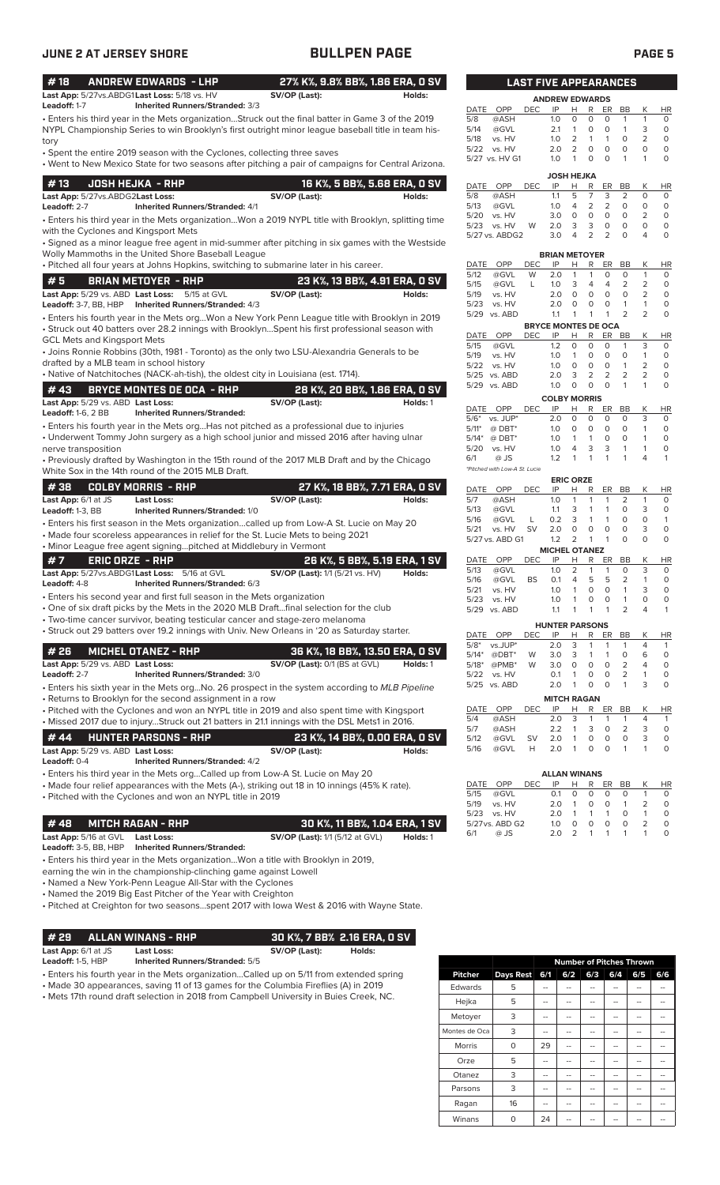# BULLPEN PAGE

## #18 ANDREW EDWARDS - LHP — 27% K%, 9.8% BB%, 1.86 ERA, 0 SV

**Last App:** 5/27vs.ABDG1 **Last Loss:** 5/18 vs. HV **SV/OP (Last):** **Holds:**
**Leadoff:** 1-7 **Inherited Runners/Stranded:** 3/3

- Enters his third year in the Mets organization...Struck out the final batter in Game 3 of the 2019 NYPL Championship Series to win Brooklyn's first outright minor league baseball title in team history
- Spent the entire 2019 season with the Cyclones, collecting three saves
- Went to New Mexico State for two seasons after pitching a pair of campaigns for Central Arizona.

## #13 JOSH HEJKA - RHP — 16 K%, 5 BB%, 5.68 ERA, 0 SV

**Last App:** 5/27vs.ABDG2 **Last Loss:** **SV/OP (Last):** **Holds:**
**Leadoff:** 2-7 **Inherited Runners/Stranded:** 4/1

- Enters his third year in the Mets organization...Won a 2019 NYPL title with Brooklyn, splitting time with the Cyclones and Kingsport Mets
- Signed as a minor league free agent in mid-summer after pitching in six games with the Westside Wolly Mammoths in the United Shore Baseball League
- Pitched all four years at Johns Hopkins, switching to submarine later in his career.

## #5 BRIAN METOYER - RHP — 23 K%, 13 BB%, 4.91 ERA, 0 SV

**Last App:** 5/29 vs. ABD **Last Loss:** 5/15 at GVL **SV/OP (Last):** **Holds:**
**Leadoff:** 3-7, BB, HBP **Inherited Runners/Stranded:** 4/3

- Enters his fourth year in the Mets org...Won a New York Penn League title with Brooklyn in 2019
- Struck out 40 batters over 28.2 innings with Brooklyn...Spent his first professional season with GCL Mets and Kingsport Mets
- Joins Ronnie Robbins (30th, 1981 - Toronto) as the only two LSU-Alexandria Generals to be drafted by a MLB team in school history
- Native of Natchitoches (NACK-ah-tish), the oldest city in Louisiana (est. 1714).

## #43 BRYCE MONTES DE OCA - RHP — 28 K%, 20 BB%, 1.86 ERA, 0 SV

**Last App:** 5/29 vs. ABD **Last Loss:** **SV/OP (Last):** **Holds:** 1
**Leadoff:** 1-6, 2 BB **Inherited Runners/Stranded:**

- Enters his fourth year in the Mets org...Has not pitched as a professional due to injuries
- Underwent Tommy John surgery as a high school junior and missed 2016 after having ulnar nerve transposition
- Previously drafted by Washington in the 15th round of the 2017 MLB Draft and by the Chicago White Sox in the 14th round of the 2015 MLB Draft.

## #38 COLBY MORRIS - RHP — 27 K%, 18 BB%, 7.71 ERA, 0 SV

**Last App:** 6/1 at JS **Last Loss:** **SV/OP (Last):** **Holds:**
**Leadoff:** 1-3, BB **Inherited Runners/Stranded:** 1/0

- Enters his first season in the Mets organization...called up from Low-A St. Lucie on May 20
- Made four scoreless appearances in relief for the St. Lucie Mets to being 2021
- Minor League free agent signing...pitched at Middlebury in Vermont

## #7 ERIC ORZE - RHP — 26 K%, 5 BB%, 5.19 ERA, 1 SV

**Last App:** 5/27vs.ABDG1 **Last Loss:** 5/16 at GVL **SV/OP (Last):** 1/1 (5/21 vs. HV) **Holds:**
**Leadoff:** 4-8 **Inherited Runners/Stranded:** 6/3

- Enters his second year and first full season in the Mets organization
- One of six draft picks by the Mets in the 2020 MLB Draft...final selection for the club
- Two-time cancer survivor, beating testicular cancer and stage-zero melanoma
- Struck out 29 batters over 19.2 innings with Univ. New Orleans in '20 as Saturday starter.

## #26 MICHEL OTANEZ - RHP — 36 K%, 18 BB%, 13.50 ERA, 0 SV

**Last App:** 5/29 vs. ABD **Last Loss:** **SV/OP (Last):** 0/1 (BS at GVL) **Holds:** 1
**Leadoff:** 2-7 **Inherited Runners/Stranded:** 3/0

- Enters his sixth year in the Mets org...No. 26 prospect in the system according to *MLB Pipeline*
- Returns to Brooklyn for the second assignment in a row
- Pitched with the Cyclones and won an NYPL title in 2019 and also spent time with Kingsport
- Missed 2017 due to injury...Struck out 21 batters in 21.1 innings with the DSL Mets1 in 2016.

## #44 HUNTER PARSONS - RHP — 23 K%, 14 BB%, 0.00 ERA, 0 SV

**Last App:** 5/29 vs. ABD **Last Loss:** **SV/OP (Last):** **Holds:**
**Leadoff:** 0-4 **Inherited Runners/Stranded:** 4/2

- Enters his third year in the Mets org...Called up from Low-A St. Lucie on May 20
- Made four relief appearances with the Mets (A-), striking out 18 in 10 innings (45% K rate).
- Pitched with the Cyclones and won an NYPL title in 2019

## #48 MITCH RAGAN - RHP — 30 K%, 11 BB%, 1.04 ERA, 1 SV

**Last App:** 5/16 at GVL **Last Loss:** **SV/OP (Last):** 1/1 (5/12 at GVL) **Holds:** 1
**Leadoff:** 3-5, BB, HBP **Inherited Runners/Stranded:**

- Enters his third year in the Mets organization...Won a title with Brooklyn in 2019, earning the win in the championship-clinching game against Lowell
- Named a New York-Penn League All-Star with the Cyclones
- Named the 2019 Big East Pitcher of the Year with Creighton
- Pitched at Creighton for two seasons...spent 2017 with Iowa West & 2016 with Wayne State.

## #29 ALLAN WINANS - RHP — 30 K%, 7 BB% 2.16 ERA, 0 SV

**Last App:** 6/1 at JS **Last Loss:** **SV/OP (Last):** **Holds:**
**Leadoff:** 1-5, HBP **Inherited Runners/Stranded:** 5/5

- Enters his fourth year in the Mets organization...Called up on 5/11 from extended spring
- Made 30 appearances, saving 11 of 13 games for the Columbia Fireflies (A) in 2019
- Mets 17th round draft selection in 2018 from Campbell University in Buies Creek, NC.

## LAST FIVE APPEARANCES

**ANDREW EDWARDS**

| DATE | OPP | DEC | IP | H | R | ER | BB | K | HR |
|---|---|---|---|---|---|---|---|---|---|
| 5/8 | @ASH | | 1.0 | 0 | 0 | 0 | 1 | 1 | 0 |
| 5/14 | @GVL | | 2.1 | 1 | 0 | 0 | 1 | 3 | 0 |
| 5/18 | vs. HV | | 1.0 | 2 | 1 | 1 | 0 | 2 | 0 |
| 5/22 | vs. HV | | 2.0 | 2 | 0 | 0 | 0 | 0 | 0 |
| 5/27 | vs. HV G1 | | 1.0 | 1 | 0 | 0 | 1 | 1 | 0 |

**JOSH HEJKA**

| DATE | OPP | DEC | IP | H | R | ER | BB | K | HR |
|---|---|---|---|---|---|---|---|---|---|
| 5/8 | @ASH | | 1.1 | 5 | 7 | 3 | 2 | 0 | 0 |
| 5/13 | @GVL | | 1.0 | 4 | 2 | 2 | 0 | 0 | 0 |
| 5/20 | vs. HV | | 3.0 | 0 | 0 | 0 | 0 | 2 | 0 |
| 5/23 | vs. HV | W | 2.0 | 3 | 3 | 0 | 0 | 0 | 0 |
| 5/27 | vs. ABDG2 | | 3.0 | 4 | 2 | 2 | 0 | 4 | 0 |

**BRIAN METOYER**

| DATE | OPP | DEC | IP | H | R | ER | BB | K | HR |
|---|---|---|---|---|---|---|---|---|---|
| 5/12 | @GVL | W | 2.0 | 1 | 1 | 0 | 0 | 1 | 0 |
| 5/15 | @GVL | L | 1.0 | 3 | 4 | 4 | 2 | 2 | 0 |
| 5/19 | vs. HV | | 2.0 | 0 | 0 | 0 | 0 | 2 | 0 |
| 5/23 | vs. HV | | 2.0 | 0 | 0 | 0 | 1 | 1 | 0 |
| 5/29 | vs. ABD | | 1.1 | 1 | 1 | 1 | 2 | 2 | 0 |

**BRYCE MONTES DE OCA**

| DATE | OPP | DEC | IP | H | R | ER | BB | K | HR |
|---|---|---|---|---|---|---|---|---|---|
| 5/15 | @GVL | | 1.2 | 0 | 0 | 0 | 1 | 3 | 0 |
| 5/19 | vs. HV | | 1.0 | 1 | 0 | 0 | 0 | 1 | 0 |
| 5/22 | vs. HV | | 1.0 | 0 | 0 | 0 | 1 | 2 | 0 |
| 5/25 | vs. ABD | | 2.0 | 3 | 2 | 2 | 2 | 2 | 0 |
| 5/29 | vs. ABD | | 1.0 | 0 | 0 | 0 | 1 | 1 | 0 |

**COLBY MORRIS**

| DATE | OPP | DEC | IP | H | R | ER | BB | K | HR |
|---|---|---|---|---|---|---|---|---|---|
| 5/6* | vs. JUP* | | 2.0 | 0 | 0 | 0 | 0 | 3 | 0 |
| 5/11* | @ DBT* | | 1.0 | 0 | 0 | 0 | 0 | 1 | 0 |
| 5/14* | @ DBT* | | 1.0 | 1 | 1 | 0 | 0 | 1 | 0 |
| 5/20 | vs. HV | | 1.0 | 4 | 3 | 3 | 1 | 1 | 0 |
| 6/1 | @ JS | | 1.2 | 1 | 1 | 1 | 1 | 4 | 1 |

*Pitched with Low-A St. Lucie

**ERIC ORZE**

| DATE | OPP | DEC | IP | H | R | ER | BB | K | HR |
|---|---|---|---|---|---|---|---|---|---|
| 5/7 | @ASH | | 1.0 | 1 | 1 | 1 | 2 | 1 | 0 |
| 5/13 | @GVL | | 1.1 | 3 | 1 | 1 | 0 | 3 | 0 |
| 5/16 | @GVL | L | 0.2 | 3 | 1 | 1 | 0 | 0 | 1 |
| 5/21 | vs. HV | SV | 2.0 | 0 | 0 | 0 | 0 | 3 | 0 |
| 5/27 | vs. ABD G1 | | 1.2 | 2 | 1 | 1 | 0 | 0 | 0 |

**MICHEL OTANEZ**

| DATE | OPP | DEC | IP | H | R | ER | BB | K | HR |
|---|---|---|---|---|---|---|---|---|---|
| 5/13 | @GVL | | 1.0 | 2 | 1 | 1 | 0 | 3 | 0 |
| 5/16 | @GVL | BS | 0.1 | 4 | 5 | 5 | 2 | 1 | 0 |
| 5/21 | vs. HV | | 1.0 | 1 | 0 | 0 | 1 | 3 | 0 |
| 5/23 | vs. HV | | 1.0 | 1 | 0 | 0 | 1 | 0 | 0 |
| 5/29 | vs. ABD | | 1.1 | 1 | 1 | 1 | 2 | 4 | 1 |

**HUNTER PARSONS**

| DATE | OPP | DEC | IP | H | R | ER | BB | K | HR |
|---|---|---|---|---|---|---|---|---|---|
| 5/8* | vs.JUP* | | 2.0 | 3 | 1 | 1 | 1 | 4 | 1 |
| 5/14* | @DBT* | W | 3.0 | 3 | 1 | 1 | 0 | 6 | 0 |
| 5/18* | @PMB* | W | 3.0 | 0 | 0 | 0 | 2 | 4 | 0 |
| 5/22 | vs. HV | | 0.1 | 1 | 0 | 0 | 2 | 1 | 0 |
| 5/25 | vs. ABD | | 2.0 | 1 | 0 | 0 | 1 | 3 | 0 |

**MITCH RAGAN**

| DATE | OPP | DEC | IP | H | R | ER | BB | K | HR |
|---|---|---|---|---|---|---|---|---|---|
| 5/4 | @ASH | | 2.0 | 3 | 1 | 1 | 1 | 4 | 1 |
| 5/7 | @ASH | | 2.2 | 1 | 3 | 0 | 2 | 3 | 0 |
| 5/12 | @GVL | SV | 2.0 | 1 | 0 | 0 | 0 | 3 | 0 |
| 5/16 | @GVL | H | 2.0 | 1 | 0 | 0 | 1 | 1 | 0 |

**ALLAN WINANS**

| DATE | OPP | DEC | IP | H | R | ER | BB | K | HR |
|---|---|---|---|---|---|---|---|---|---|
| 5/15 | @GVL | | 0.1 | 0 | 0 | 0 | 0 | 1 | 0 |
| 5/19 | vs. HV | | 2.0 | 1 | 0 | 0 | 1 | 2 | 0 |
| 5/23 | vs. HV | | 2.0 | 1 | 1 | 1 | 0 | 1 | 0 |
| 5/27 | vs. ABD G2 | | 1.0 | 0 | 0 | 0 | 0 | 2 | 0 |
| 6/1 | @ JS | | 2.0 | 2 | 1 | 1 | 1 | 1 | 0 |

## Number of Pitches Thrown

| Pitcher | Days Rest | 6/1 | 6/2 | 6/3 | 6/4 | 6/5 | 6/6 |
|---|---|---|---|---|---|---|---|
| Edwards | 5 | -- | -- | -- | -- | -- | -- |
| Hejka | 5 | -- | -- | -- | -- | -- | -- |
| Metoyer | 3 | -- | -- | -- | -- | -- | -- |
| Montes de Oca | 3 | -- | -- | -- | -- | -- | -- |
| Morris | 0 | 29 | -- | -- | -- | -- | -- |
| Orze | 5 | -- | -- | -- | -- | -- | -- |
| Otanez | 3 | -- | -- | -- | -- | -- | -- |
| Parsons | 3 | -- | -- | -- | -- | -- | -- |
| Ragan | 16 | -- | -- | -- | -- | -- | -- |
| Winans | 0 | 24 | -- | -- | -- | -- | -- |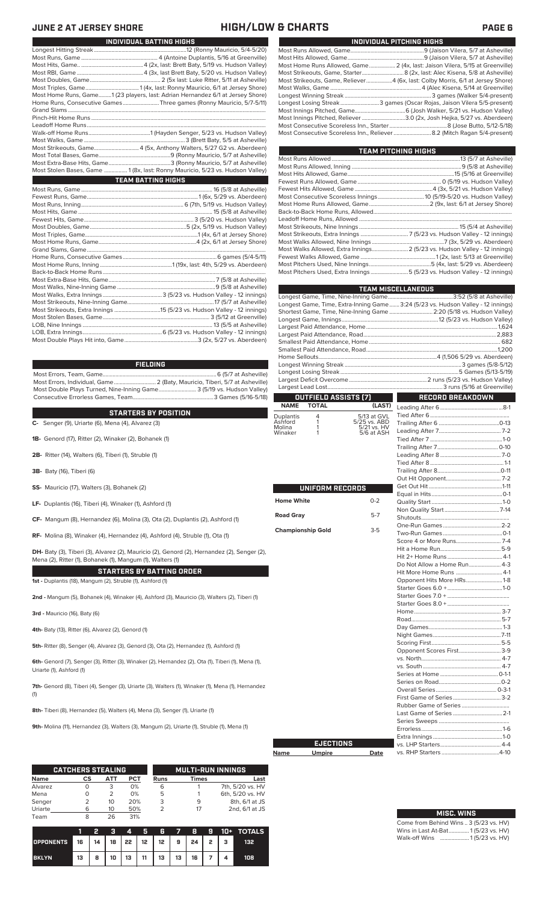# JUNE 2 AT JERSEY SHORE — HIGH/LOW & CHARTS

## INDIVIDUAL BATTING HIGHS

| | |
|---|---|
| Longest Hitting Streak | 12 (Ronny Mauricio, 5/4-5/20) |
| Most Runs, Game | 4 (Antoine Duplantis, 5/16 at Greenville) |
| Most Hits, Game | 4 (2x, last: Brett Baty, 5/19 vs. Hudson Valley) |
| Most RBI, Game | 4 (3x, last Brett Baty, 5/20 vs. Hudson Valley) |
| Most Doubles, Game | 2 (5x last: Luke Ritter, 5/11 at Asheville) |
| Most Triples, Game | 1 (4x, last: Ronny Mauricio, 6/1 at Jersey Shore) |
| Most Home Runs, Game | 1 (23 players, last: Adrian Hernandez 6/1 at Jersey Shore) |
| Home Runs, Consecutive Games | Three games (Ronny Mauricio, 5/7-5/11) |
| Grand Slams | |
| Pinch-Hit Home Runs | |
| Leadoff Home Runs | |
| Walk-off Home Runs | 1 (Hayden Senger, 5/23 vs. Hudson Valley) |
| Most Walks, Game | 3 (Brett Baty, 5/5 at Asheville) |
| Most Strikeouts, Game | 4 (5x, Anthony Walters, 5/27 G2 vs. Aberdeen) |
| Most Total Bases, Game | 8 (2x, 5/19 vs. Hudson Valley) |
| Most Extra-Base Hits, Game | 3 (Ronny Mauricio, 5/7 at Asheville) |
| Most Stolen Bases, Game | 1 (8x, last: Ronny Mauricio, 5/23 vs. Hudson Valley) |

## TEAM BATTING HIGHS

| | |
|---|---|
| Most Runs, Game | 16 (5/8 at Asheville) |
| Fewest Runs, Game | 1 (6x, 5/29 vs. Aberdeen) |
| Most Runs, Inning | 6 (7th, 5/19 vs. Hudson Valley) |
| Most Hits, Game | 15 (5/8 at Asheville) |
| Fewest Hits, Game | 3 (5/20 vs. Hudson Valley) |
| Most Doubles, Game | 5 (2x, 5/19 vs. Hudson Valley) |
| Most Triples, Game | 1 (4x, 6/1 at Jersey Shore) |
| Most Home Runs, Game | 4 (2x, 6/1 at Jersey Shore) |
| Grand Slams, Game | |
| Home Runs, Consecutive Games | 6 games (5/4-5/11) |
| Most Home Runs, Inning | 1 (19x, last: 4th, 5/29 vs. Aberdeen) |
| Back-to-Back Home Runs | |
| Most Extra-Base Hits, Game | 7 (5/8 at Asheville) |
| Most Walks, Nine-Inning Game | 9 (5/8 at Asheville) |
| Most Walks, Extra Innings | 3 (5/23 vs. Hudson Valley - 12 innings) |
| Most Strikeouts, Nine-Inning Game | 17 (5/7 at Asheville) |
| Most Strikeouts, Extra Innings | 15 (5/23 vs. Hudson Valley - 12 innings) |
| Most Stolen Bases, Game | 3 (5/12 at Greenville) |
| LOB, Nine Innings | 13 (5/5 at Asheville) |
| LOB, Extra Innings | 6 (5/23 vs. Hudson Valley - 12 innings) |
| Most Double Plays Hit into, Game | 3 (2x, 5/27 vs. Aberdeen) |

## FIELDING

| | |
|---|---|
| Most Errors, Team, Game | 6 (5/7 at Asheville) |
| Most Errors, Individual, Game | 2 (Baty, Mauricio, Tiberi, 5/7 at Asheville) |
| Most Double Plays Turned, Nine-Inning Game | 3 (5/19 vs. Hudson Valley) |
| Consecutive Errorless Games, Team | 3 Games (5/16-5/18) |

## STARTERS BY POSITION

**C-** Senger (9), Uriarte (6), Mena (4), Alvarez (3)

**1B-** Genord (17), Ritter (2), Winaker (2), Bohanek (1)

**2B-** Ritter (14), Walters (6), Tiberi (1), Struble (1)

**3B-** Baty (16), Tiberi (6)

**SS-** Mauricio (17), Walters (3), Bohanek (2)

**LF-** Duplantis (16), Tiberi (4), Winaker (1), Ashford (1)

**CF-** Mangum (8), Hernandez (6), Molina (3), Ota (2), Duplantis (2), Ashford (1)

**RF-** Molina (8), Winaker (4), Hernandez (4), Ashford (4), Struble (1), Ota (1)

**DH-** Baty (3), Tiberi (3), Alvarez (2), Mauricio (2), Genord (2), Hernandez (2), Senger (2), Mena (2), Ritter (1), Bohanek (1), Mangum (1), Walters (1)

## STARTERS BY BATTING ORDER

**1st -** Duplantis (18), Mangum (2), Struble (1), Ashford (1)

**2nd -** Mangum (5), Bohanek (4), Winaker (4), Ashford (3), Mauricio (3), Walters (2), Tiberi (1)

**3rd -** Mauricio (16), Baty (6)

**4th-** Baty (13), Ritter (6), Alvarez (2), Genord (1)

**5th-** Ritter (8), Senger (4), Alvarez (3), Genord (3), Ota (2), Hernandez (1), Ashford (1)

**6th-** Genord (7), Senger (3), Ritter (3), Winaker (2), Hernandez (2), Ota (1), Tiberi (1), Mena (1), Uriarte (1), Ashford (1)

**7th-** Genord (8), Tiberi (4), Senger (3), Uriarte (3), Walters (1), Winaker (1), Mena (1), Hernandez (1)

**8th-** Tiberi (8), Hernandez (5), Walters (4), Mena (3), Senger (1), Uriarte (1)

**9th-** Molina (11), Hernandez (4), Walters (3), Mangum (2), Uriarte (1), Struble (1), Mena (1)

## CATCHERS STEALING

| Name | CS | ATT | PCT |
|---|---|---|---|
| Alvarez | 0 | 3 | 0% |
| Mena | 0 | 2 | 0% |
| Senger | 2 | 10 | 20% |
| Uriarte | 6 | 10 | 50% |
| Team | 8 | 26 | 31% |

## MULTI-RUN INNINGS

| Runs | Times | Last |
|---|---|---|
| 6 | 1 | 7th, 5/20 vs. HV |
| 5 | 1 | 6th, 5/20 vs. HV |
| 3 | 9 | 8th, 6/1 at JS |
| 2 | 17 | 2nd, 6/1 at JS |

| | 1 | 2 | 3 | 4 | 5 | 6 | 7 | 8 | 9 | 10+ | TOTALS |
|---|---|---|---|---|---|---|---|---|---|---|---|
| OPPONENTS | 16 | 14 | 18 | 22 | 12 | 12 | 9 | 24 | 2 | 3 | 132 |
| BKLYN | 13 | 8 | 10 | 13 | 11 | 13 | 13 | 16 | 7 | 4 | 108 |

## INDIVIDUAL PITCHING HIGHS

| | |
|---|---|
| Most Runs Allowed, Game | 9 (Jaison Vilera, 5/7 at Asheville) |
| Most Hits Allowed, Game | 9 (Jaison Vilera, 5/7 at Asheville) |
| Most Home Runs Allowed, Game | 2 (4x, last: Jaison Vilera, 5/15 at Greenville) |
| Most Strikeouts, Game, Starter | 8 (2x, last: Alec Kisena, 5/8 at Asheville) |
| Most Strikeouts, Game, Reliever | 4 (6x, last: Colby Morris, 6/1 at Jersey Shore) |
| Most Walks, Game | 4 (Alec Kisena, 5/14 at Greenville) |
| Longest Winning Streak | 3 games (Walker 5/4-present) |
| Longest Losing Streak | 3 games (Oscar Rojas, Jaison Vilera 5/5-present) |
| Most Innings Pitched, Game | 6 (Josh Walker, 5/21 vs. Hudson Valley) |
| Most Innings Pitched, Reliever | 3.0 (2x, Josh Hejka, 5/27 vs. Aberdeen) |
| Most Consecutive Scoreless Inn., Starter | 8 (Jose Butto, 5/12-5/18) |
| Most Consecutive Scoreless Inn., Reliever | 8.2 (Mitch Ragan 5/4-present) |

## TEAM PITCHING HIGHS

| | |
|---|---|
| Most Runs Allowed | 13 (5/7 at Asheville) |
| Most Runs Allowed, Inning | 9 (5/8 at Asheville) |
| Most Hits Allowed, Game | 15 (5/16 at Greenville) |
| Fewest Runs Allowed, Game | 0 (5/19 vs. Hudson Valley) |
| Fewest Hits Allowed, Game | 4 (3x, 5/21 vs. Hudson Valley) |
| Most Consecutive Scoreless Innings | 10 (5/19-5/20 vs. Hudson Valley) |
| Most Home Runs Allowed, Game | 2 (9x, last: 6/1 at Jersey Shore) |
| Back-to-Back Home Runs, Allowed | |
| Leadoff Home Runs, Allowed | |
| Most Strikeouts, Nine Innings | 15 (5/4 at Asheville) |
| Most Strikeouts, Extra Innings | 7 (5/23 vs. Hudson Valley - 12 innings) |
| Most Walks Allowed, Nine Innings | 7 (3x, 5/29 vs. Aberdeen) |
| Most Walks Allowed, Extra Innings | 2 (5/23 vs. Hudson Valley - 12 innings) |
| Fewest Walks Allowed, Game | 1 (2x, last: 5/13 at Greenville) |
| Most Pitchers Used, Nine Innings | 5 (4x, last: 5/29 vs. Aberdeen) |
| Most Pitchers Used, Extra Innings | 5 (5/23 vs. Hudson Valley - 12 innings) |

## TEAM MISCELLANEOUS

| | |
|---|---|
| Longest Game, Time, Nine-Inning Game | 3:52 (5/8 at Asheville) |
| Longest Game, Time, Extra-Inning Game | 3:24 (5/23 vs. Hudson Valley - 12 innings) |
| Shortest Game, Time, Nine-Inning Game | 2:20 (5/18 vs. Hudson Valley) |
| Longest Game, Innings | 12 (5/23 vs. Hudson Valley) |
| Largest Paid Attendance, Home | 1,624 |
| Largest Paid Attendance, Road | 2,883 |
| Smallest Paid Attendance, Home | 682 |
| Smallest Paid Attendance, Road | 1,200 |
| Home Sellouts | 4 (1,506 5/29 vs. Aberdeen) |
| Longest Winning Streak | 3 games (5/8-5/12) |
| Longest Losing Streak | 5 Games (5/13-5/19) |
| Largest Deficit Overcome | 2 runs (5/23 vs. Hudson Valley) |
| Largest Lead Lost | 3 runs (5/16 at Greenville) |

## OUTFIELD ASSISTS (7)

| NAME | TOTAL | (LAST) |
|---|---|---|
| Duplantis | 4 | 5/13 at GVL |
| Ashford | 1 | 5/25 vs. ABD |
| Molina | 1 | 5/21 vs. HV |
| Winaker | 1 | 5/6 at ASH |

## UNIFORM RECORDS

| | |
|---|---|
| Home White | 0-2 |
| Road Gray | 5-7 |
| Championship Gold | 3-5 |

## EJECTIONS

| Name | Umpire | Date |
|---|---|---|

## RECORD BREAKDOWN

| | |
|---|---|
| Leading After 6 | 8-1 |
| Tied After 6 | |
| Trailing After 6 | 0-13 |
| Leading After 7 | 7-2 |
| Tied After 7 | 1-0 |
| Trailing After 7 | 0-10 |
| Leading After 8 | 7-0 |
| Tied After 8 | 1-1 |
| Trailing After 8 | 0-11 |
| Out Hit Opponent | 7-2 |
| Get Out Hit | 1-11 |
| Equal in Hits | 0-1 |
| Quality Start | 1-0 |
| Non Quality Start | 7-14 |
| Shutouts | |
| One-Run Games | 2-2 |
| Two-Run Games | 0-1 |
| Score 4 or More Runs | 7-4 |
| Hit a Home Run | 5-9 |
| Hit 2+ Home Runs | 4-1 |
| Do Not Allow a Home Run | 4-3 |
| Hit More Home Runs | 4-1 |
| Opponent Hits More HRs | 1-8 |
| Starter Goes 6.0 + | 1-0 |
| Starter Goes 7.0 + | |
| Starter Goes 8.0 + | |
| Home | 3-7 |
| Road | 5-7 |
| Day Games | 1-3 |
| Night Games | 7-11 |
| Scoring First | 5-5 |
| Opponent Scores First | 3-9 |
| vs. North | 4-7 |
| vs. South | 4-7 |
| Series at Home | 0-1-1 |
| Series on Road | 0-2 |
| Overall Series | 0-3-1 |
| First Game of Series | 3-2 |
| Rubber Game of Series | |
| Last Game of Series | 2-1 |
| Series Sweeps | |
| Errorless | 1-6 |
| Extra Innings | 1-0 |
| vs. LHP Starters | 4-4 |
| vs. RHP Starters | 4-10 |

## MISC. WINS

| | |
|---|---|
| Come from Behind Wins | 3 (5/23 vs. HV) |
| Wins in Last At-Bat | 1 (5/23 vs. HV) |
| Walk-off Wins | 1 (5/23 vs. HV) |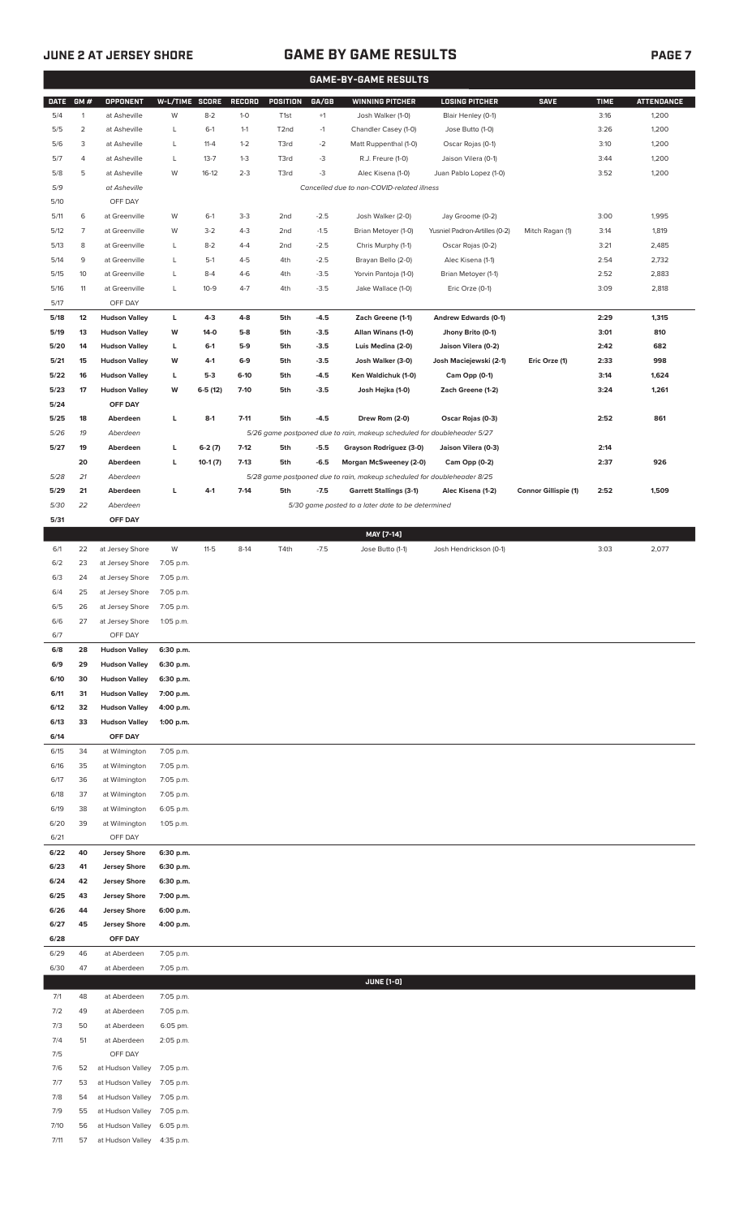## JUNE 2 AT JERSEY SHORE

# GAME BY GAME RESULTS

### GAME-BY-GAME RESULTS

| DATE | GM # | OPPONENT | W-L/TIME | SCORE | RECORD | POSITION | GA/GB | WINNING PITCHER | LOSING PITCHER | SAVE | TIME | ATTENDANCE |
|---|---|---|---|---|---|---|---|---|---|---|---|---|
| 5/4 | 1 | at Asheville | W | 8-2 | 1-0 | T1st | +1 | Josh Walker (1-0) | Blair Henley (0-1) | | 3:16 | 1,200 |
| 5/5 | 2 | at Asheville | L | 6-1 | 1-1 | T2nd | -1 | Chandler Casey (1-0) | Jose Butto (1-0) | | 3:26 | 1,200 |
| 5/6 | 3 | at Asheville | L | 11-4 | 1-2 | T3rd | -2 | Matt Ruppenthal (1-0) | Oscar Rojas (0-1) | | 3:10 | 1,200 |
| 5/7 | 4 | at Asheville | L | 13-7 | 1-3 | T3rd | -3 | R.J. Freure (1-0) | Jaison Vilera (0-1) | | 3:44 | 1,200 |
| 5/8 | 5 | at Asheville | W | 16-12 | 2-3 | T3rd | -3 | Alec Kisena (1-0) | Juan Pablo Lopez (1-0) | | 3:52 | 1,200 |
| 5/9 | | at Asheville | | | | | | *Cancelled due to non-COVID-related illness* | | | | |
| 5/10 | | OFF DAY | | | | | | | | | | |
| 5/11 | 6 | at Greenville | W | 6-1 | 3-3 | 2nd | -2.5 | Josh Walker (2-0) | Jay Groome (0-2) | | 3:00 | 1,995 |
| 5/12 | 7 | at Greenville | W | 3-2 | 4-3 | 2nd | -1.5 | Brian Metoyer (1-0) | Yusniel Padron-Artilles (0-2) | Mitch Ragan (1) | 3:14 | 1,819 |
| 5/13 | 8 | at Greenville | L | 8-2 | 4-4 | 2nd | -2.5 | Chris Murphy (1-1) | Oscar Rojas (0-2) | | 3:21 | 2,485 |
| 5/14 | 9 | at Greenville | L | 5-1 | 4-5 | 4th | -2.5 | Brayan Bello (2-0) | Alec Kisena (1-1) | | 2:54 | 2,732 |
| 5/15 | 10 | at Greenville | L | 8-4 | 4-6 | 4th | -3.5 | Yorvin Pantoja (1-0) | Brian Metoyer (1-1) | | 2:52 | 2,883 |
| 5/16 | 11 | at Greenville | L | 10-9 | 4-7 | 4th | -3.5 | Jake Wallace (1-0) | Eric Orze (0-1) | | 3:09 | 2,818 |
| 5/17 | | OFF DAY | | | | | | | | | | |
| **5/18** | **12** | **Hudson Valley** | **L** | **4-3** | **4-8** | **5th** | **-4.5** | **Zach Greene (1-1)** | **Andrew Edwards (0-1)** | | **2:29** | **1,315** |
| **5/19** | **13** | **Hudson Valley** | **W** | **14-0** | **5-8** | **5th** | **-3.5** | **Allan Winans (1-0)** | **Jhony Brito (0-1)** | | **3:01** | **810** |
| **5/20** | **14** | **Hudson Valley** | **L** | **6-1** | **5-9** | **5th** | **-3.5** | **Luis Medina (2-0)** | **Jaison Vilera (0-2)** | | **2:42** | **682** |
| **5/21** | **15** | **Hudson Valley** | **W** | **4-1** | **6-9** | **5th** | **-3.5** | **Josh Walker (3-0)** | **Josh Maciejewski (2-1)** | **Eric Orze (1)** | **2:33** | **998** |
| **5/22** | **16** | **Hudson Valley** | **L** | **5-3** | **6-10** | **5th** | **-4.5** | **Ken Waldichuk (1-0)** | **Cam Opp (0-1)** | | **3:14** | **1,624** |
| **5/23** | **17** | **Hudson Valley** | **W** | **6-5 (12)** | **7-10** | **5th** | **-3.5** | **Josh Hejka (1-0)** | **Zach Greene (1-2)** | | **3:24** | **1,261** |
| **5/24** | | **OFF DAY** | | | | | | | | | | |
| **5/25** | **18** | **Aberdeen** | **L** | **8-1** | **7-11** | **5th** | **-4.5** | **Drew Rom (2-0)** | **Oscar Rojas (0-3)** | | **2:52** | **861** |
| *5/26* | *19* | *Aberdeen* | | | | | | *5/26 game postponed due to rain, makeup scheduled for doubleheader 5/27* | | | | |
| **5/27** | **19** | **Aberdeen** | **L** | **6-2 (7)** | **7-12** | **5th** | **-5.5** | **Grayson Rodriguez (3-0)** | **Jaison Vilera (0-3)** | | **2:14** | |
| | **20** | **Aberdeen** | **L** | **10-1 (7)** | **7-13** | **5th** | **-6.5** | **Morgan McSweeney (2-0)** | **Cam Opp (0-2)** | | **2:37** | **926** |
| *5/28* | *21* | *Aberdeen* | | | | | | *5/28 game postponed due to rain, makeup scheduled for doubleheader 8/25* | | | | |
| **5/29** | **21** | **Aberdeen** | **L** | **4-1** | **7-14** | **5th** | **-7.5** | **Garrett Stallings (3-1)** | **Alec Kisena (1-2)** | **Connor Gillispie (1)** | **2:52** | **1,509** |
| *5/30* | *22* | *Aberdeen* | | | | | | *5/30 game posted to a later date to be determined* | | | | |
| **5/31** | | **OFF DAY** | | | | | | | | | | |
| | | | | | | | | **MAY [7-14]** | | | | |
| 6/1 | 22 | at Jersey Shore | W | 11-5 | 8-14 | T4th | -7.5 | Jose Butto (1-1) | Josh Hendrickson (0-1) | | 3:03 | 2,077 |
| 6/2 | 23 | at Jersey Shore | 7:05 p.m. | | | | | | | | | |
| 6/3 | 24 | at Jersey Shore | 7:05 p.m. | | | | | | | | | |
| 6/4 | 25 | at Jersey Shore | 7:05 p.m. | | | | | | | | | |
| 6/5 | 26 | at Jersey Shore | 7:05 p.m. | | | | | | | | | |
| 6/6 | 27 | at Jersey Shore | 1:05 p.m. | | | | | | | | | |
| 6/7 | | OFF DAY | | | | | | | | | | |
| **6/8** | **28** | **Hudson Valley** | **6:30 p.m.** | | | | | | | | | |
| **6/9** | **29** | **Hudson Valley** | **6:30 p.m.** | | | | | | | | | |
| **6/10** | **30** | **Hudson Valley** | **6:30 p.m.** | | | | | | | | | |
| **6/11** | **31** | **Hudson Valley** | **7:00 p.m.** | | | | | | | | | |
| **6/12** | **32** | **Hudson Valley** | **4:00 p.m.** | | | | | | | | | |
| **6/13** | **33** | **Hudson Valley** | **1:00 p.m.** | | | | | | | | | |
| **6/14** | | **OFF DAY** | | | | | | | | | | |
| 6/15 | 34 | at Wilmington | 7:05 p.m. | | | | | | | | | |
| 6/16 | 35 | at Wilmington | 7:05 p.m. | | | | | | | | | |
| 6/17 | 36 | at Wilmington | 7:05 p.m. | | | | | | | | | |
| 6/18 | 37 | at Wilmington | 7:05 p.m. | | | | | | | | | |
| 6/19 | 38 | at Wilmington | 6:05 p.m. | | | | | | | | | |
| 6/20 | 39 | at Wilmington | 1:05 p.m. | | | | | | | | | |
| 6/21 | | OFF DAY | | | | | | | | | | |
| **6/22** | **40** | **Jersey Shore** | **6:30 p.m.** | | | | | | | | | |
| **6/23** | **41** | **Jersey Shore** | **6:30 p.m.** | | | | | | | | | |
| **6/24** | **42** | **Jersey Shore** | **6:30 p.m.** | | | | | | | | | |
| **6/25** | **43** | **Jersey Shore** | **7:00 p.m.** | | | | | | | | | |
| **6/26** | **44** | **Jersey Shore** | **6:00 p.m.** | | | | | | | | | |
| **6/27** | **45** | **Jersey Shore** | **4:00 p.m.** | | | | | | | | | |
| **6/28** | | **OFF DAY** | | | | | | | | | | |
| 6/29 | 46 | at Aberdeen | 7:05 p.m. | | | | | | | | | |
| 6/30 | 47 | at Aberdeen | 7:05 p.m. | | | | | | | | | |
| | | | | | | | | **JUNE [1-0]** | | | | |
| 7/1 | 48 | at Aberdeen | 7:05 p.m. | | | | | | | | | |
| 7/2 | 49 | at Aberdeen | 7:05 p.m. | | | | | | | | | |
| 7/3 | 50 | at Aberdeen | 6:05 pm. | | | | | | | | | |
| 7/4 | 51 | at Aberdeen | 2:05 p.m. | | | | | | | | | |
| 7/5 | | OFF DAY | | | | | | | | | | |
| 7/6 | 52 | at Hudson Valley | 7:05 p.m. | | | | | | | | | |
| 7/7 | 53 | at Hudson Valley | 7:05 p.m. | | | | | | | | | |
| 7/8 | 54 | at Hudson Valley | 7:05 p.m. | | | | | | | | | |
| 7/9 | 55 | at Hudson Valley | 7:05 p.m. | | | | | | | | | |
| 7/10 | 56 | at Hudson Valley | 6:05 p.m. | | | | | | | | | |
| 7/11 | 57 | at Hudson Valley | 4:35 p.m. | | | | | | | | | |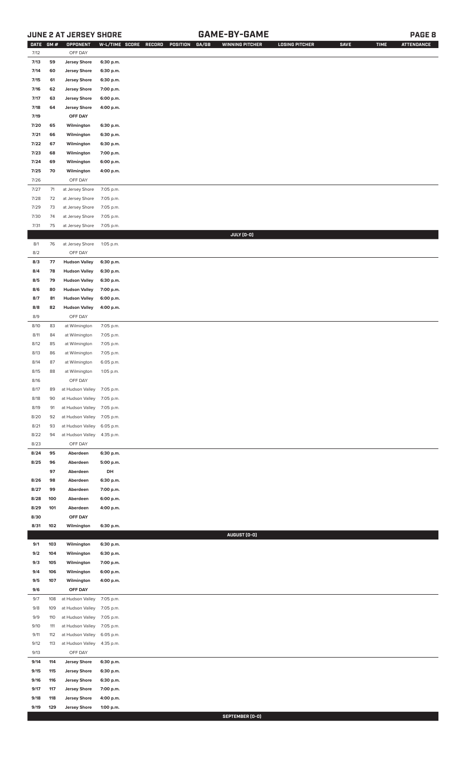## JUNE 2 AT JERSEY SHORE

## GAME-BY-GAME

| DATE | GM # | OPPONENT | W-L/TIME | SCORE | RECORD | POSITION | GA/GB | WINNING PITCHER | LOSING PITCHER | SAVE | TIME | ATTENDANCE |
|---|---|---|---|---|---|---|---|---|---|---|---|---|
| 7/12 | | OFF DAY | | | | | | | | | | |
| 7/13 | 59 | Jersey Shore | 6:30 p.m. | | | | | | | | | |
| 7/14 | 60 | Jersey Shore | 6:30 p.m. | | | | | | | | | |
| 7/15 | 61 | Jersey Shore | 6:30 p.m. | | | | | | | | | |
| 7/16 | 62 | Jersey Shore | 7:00 p.m. | | | | | | | | | |
| 7/17 | 63 | Jersey Shore | 6:00 p.m. | | | | | | | | | |
| 7/18 | 64 | Jersey Shore | 4:00 p.m. | | | | | | | | | |
| 7/19 | | OFF DAY | | | | | | | | | | |
| 7/20 | 65 | Wilmington | 6:30 p.m. | | | | | | | | | |
| 7/21 | 66 | Wilmington | 6:30 p.m. | | | | | | | | | |
| 7/22 | 67 | Wilmington | 6:30 p.m. | | | | | | | | | |
| 7/23 | 68 | Wilmington | 7:00 p.m. | | | | | | | | | |
| 7/24 | 69 | Wilmington | 6:00 p.m. | | | | | | | | | |
| 7/25 | 70 | Wilmington | 4:00 p.m. | | | | | | | | | |
| 7/26 | | OFF DAY | | | | | | | | | | |
| 7/27 | 71 | at Jersey Shore | 7:05 p.m. | | | | | | | | | |
| 7/28 | 72 | at Jersey Shore | 7:05 p.m. | | | | | | | | | |
| 7/29 | 73 | at Jersey Shore | 7:05 p.m. | | | | | | | | | |
| 7/30 | 74 | at Jersey Shore | 7:05 p.m. | | | | | | | | | |
| 7/31 | 75 | at Jersey Shore | 7:05 p.m. | | | | | | | | | |
| | | | | | | | | JULY (0-0) | | | | |
| 8/1 | 76 | at Jersey Shore | 1:05 p.m. | | | | | | | | | |
| 8/2 | | OFF DAY | | | | | | | | | | |
| 8/3 | 77 | Hudson Valley | 6:30 p.m. | | | | | | | | | |
| 8/4 | 78 | Hudson Valley | 6:30 p.m. | | | | | | | | | |
| 8/5 | 79 | Hudson Valley | 6:30 p.m. | | | | | | | | | |
| 8/6 | 80 | Hudson Valley | 7:00 p.m. | | | | | | | | | |
| 8/7 | 81 | Hudson Valley | 6:00 p.m. | | | | | | | | | |
| 8/8 | 82 | Hudson Valley | 4:00 p.m. | | | | | | | | | |
| 8/9 | | OFF DAY | | | | | | | | | | |
| 8/10 | 83 | at Wilmington | 7:05 p.m. | | | | | | | | | |
| 8/11 | 84 | at Wilmington | 7:05 p.m. | | | | | | | | | |
| 8/12 | 85 | at Wilmington | 7:05 p.m. | | | | | | | | | |
| 8/13 | 86 | at Wilmington | 7:05 p.m. | | | | | | | | | |
| 8/14 | 87 | at Wilmington | 6:05 p.m. | | | | | | | | | |
| 8/15 | 88 | at Wilmington | 1:05 p.m. | | | | | | | | | |
| 8/16 | | OFF DAY | | | | | | | | | | |
| 8/17 | 89 | at Hudson Valley | 7:05 p.m. | | | | | | | | | |
| 8/18 | 90 | at Hudson Valley | 7:05 p.m. | | | | | | | | | |
| 8/19 | 91 | at Hudson Valley | 7:05 p.m. | | | | | | | | | |
| 8/20 | 92 | at Hudson Valley | 7:05 p.m. | | | | | | | | | |
| 8/21 | 93 | at Hudson Valley | 6:05 p.m. | | | | | | | | | |
| 8/22 | 94 | at Hudson Valley | 4:35 p.m. | | | | | | | | | |
| 8/23 | | OFF DAY | | | | | | | | | | |
| 8/24 | 95 | Aberdeen | 6:30 p.m. | | | | | | | | | |
| 8/25 | 96 | Aberdeen | 5:00 p.m. | | | | | | | | | |
| | 97 | Aberdeen | DH | | | | | | | | | |
| 8/26 | 98 | Aberdeen | 6:30 p.m. | | | | | | | | | |
| 8/27 | 99 | Aberdeen | 7:00 p.m. | | | | | | | | | |
| 8/28 | 100 | Aberdeen | 6:00 p.m. | | | | | | | | | |
| 8/29 | 101 | Aberdeen | 4:00 p.m. | | | | | | | | | |
| 8/30 | | OFF DAY | | | | | | | | | | |
| 8/31 | 102 | Wilmington | 6:30 p.m. | | | | | | | | | |
| | | | | | | | | AUGUST (0-0) | | | | |
| 9/1 | 103 | Wilmington | 6:30 p.m. | | | | | | | | | |
| 9/2 | 104 | Wilmington | 6:30 p.m. | | | | | | | | | |
| 9/3 | 105 | Wilmington | 7:00 p.m. | | | | | | | | | |
| 9/4 | 106 | Wilmington | 6:00 p.m. | | | | | | | | | |
| 9/5 | 107 | Wilmington | 4:00 p.m. | | | | | | | | | |
| 9/6 | | OFF DAY | | | | | | | | | | |
| 9/7 | 108 | at Hudson Valley | 7:05 p.m. | | | | | | | | | |
| 9/8 | 109 | at Hudson Valley | 7:05 p.m. | | | | | | | | | |
| 9/9 | 110 | at Hudson Valley | 7:05 p.m. | | | | | | | | | |
| 9/10 | 111 | at Hudson Valley | 7:05 p.m. | | | | | | | | | |
| 9/11 | 112 | at Hudson Valley | 6:05 p.m. | | | | | | | | | |
| 9/12 | 113 | at Hudson Valley | 4:35 p.m. | | | | | | | | | |
| 9/13 | | OFF DAY | | | | | | | | | | |
| 9/14 | 114 | Jersey Shore | 6:30 p.m. | | | | | | | | | |
| 9/15 | 115 | Jersey Shore | 6:30 p.m. | | | | | | | | | |
| 9/16 | 116 | Jersey Shore | 6:30 p.m. | | | | | | | | | |
| 9/17 | 117 | Jersey Shore | 7:00 p.m. | | | | | | | | | |
| 9/18 | 118 | Jersey Shore | 4:00 p.m. | | | | | | | | | |
| 9/19 | 129 | Jersey Shore | 1:00 p.m. | | | | | | | | | |
| | | | | | | | | SEPTEMBER (0-0) | | | | |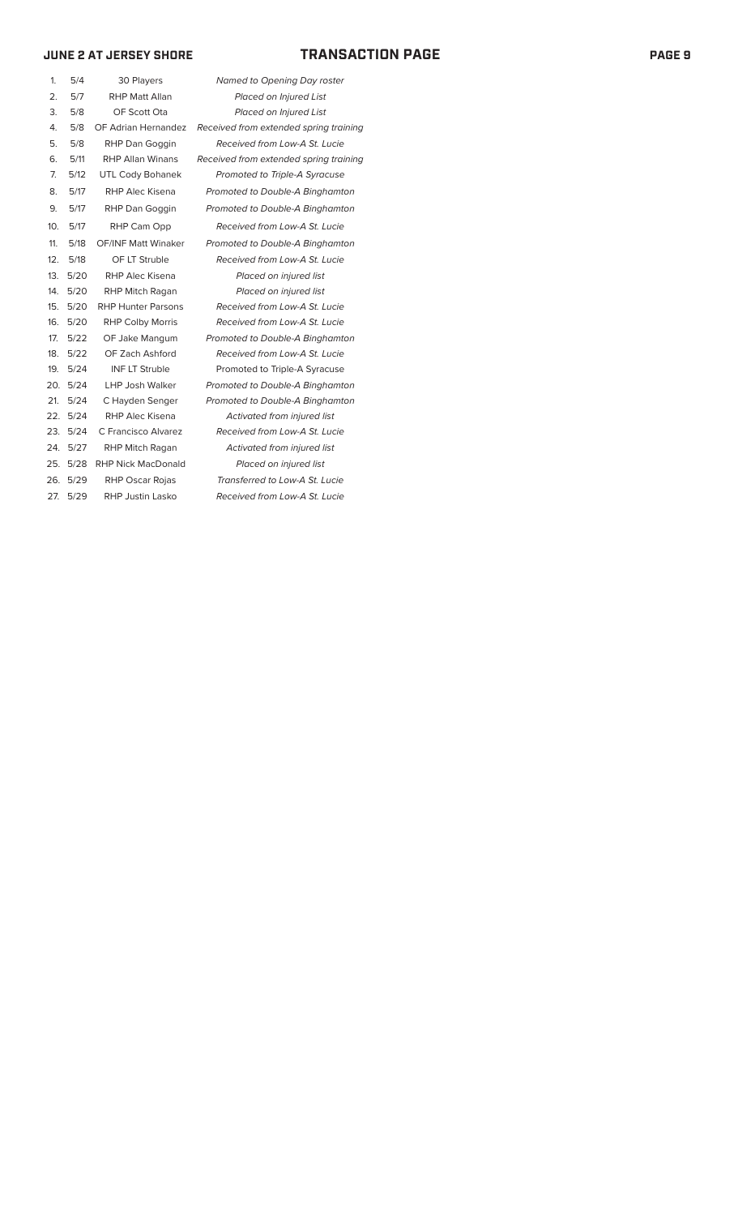## TRANSACTION PAGE

| | | | |
|---|---|---|---|
| 1. | 5/4 | 30 Players | *Named to Opening Day roster* |
| 2. | 5/7 | RHP Matt Allan | *Placed on Injured List* |
| 3. | 5/8 | OF Scott Ota | *Placed on Injured List* |
| 4. | 5/8 | OF Adrian Hernandez | *Received from extended spring training* |
| 5. | 5/8 | RHP Dan Goggin | *Received from Low-A St. Lucie* |
| 6. | 5/11 | RHP Allan Winans | *Received from extended spring training* |
| 7. | 5/12 | UTL Cody Bohanek | *Promoted to Triple-A Syracuse* |
| 8. | 5/17 | RHP Alec Kisena | *Promoted to Double-A Binghamton* |
| 9. | 5/17 | RHP Dan Goggin | *Promoted to Double-A Binghamton* |
| 10. | 5/17 | RHP Cam Opp | *Received from Low-A St. Lucie* |
| 11. | 5/18 | OF/INF Matt Winaker | *Promoted to Double-A Binghamton* |
| 12. | 5/18 | OF LT Struble | *Received from Low-A St. Lucie* |
| 13. | 5/20 | RHP Alec Kisena | *Placed on injured list* |
| 14. | 5/20 | RHP Mitch Ragan | *Placed on injured list* |
| 15. | 5/20 | RHP Hunter Parsons | *Received from Low-A St. Lucie* |
| 16. | 5/20 | RHP Colby Morris | *Received from Low-A St. Lucie* |
| 17. | 5/22 | OF Jake Mangum | *Promoted to Double-A Binghamton* |
| 18. | 5/22 | OF Zach Ashford | *Received from Low-A St. Lucie* |
| 19. | 5/24 | INF LT Struble | Promoted to Triple-A Syracuse |
| 20. | 5/24 | LHP Josh Walker | *Promoted to Double-A Binghamton* |
| 21. | 5/24 | C Hayden Senger | *Promoted to Double-A Binghamton* |
| 22. | 5/24 | RHP Alec Kisena | *Activated from injured list* |
| 23. | 5/24 | C Francisco Alvarez | *Received from Low-A St. Lucie* |
| 24. | 5/27 | RHP Mitch Ragan | *Activated from injured list* |
| 25. | 5/28 | RHP Nick MacDonald | *Placed on injured list* |
| 26. | 5/29 | RHP Oscar Rojas | *Transferred to Low-A St. Lucie* |
| 27. | 5/29 | RHP Justin Lasko | *Received from Low-A St. Lucie* |